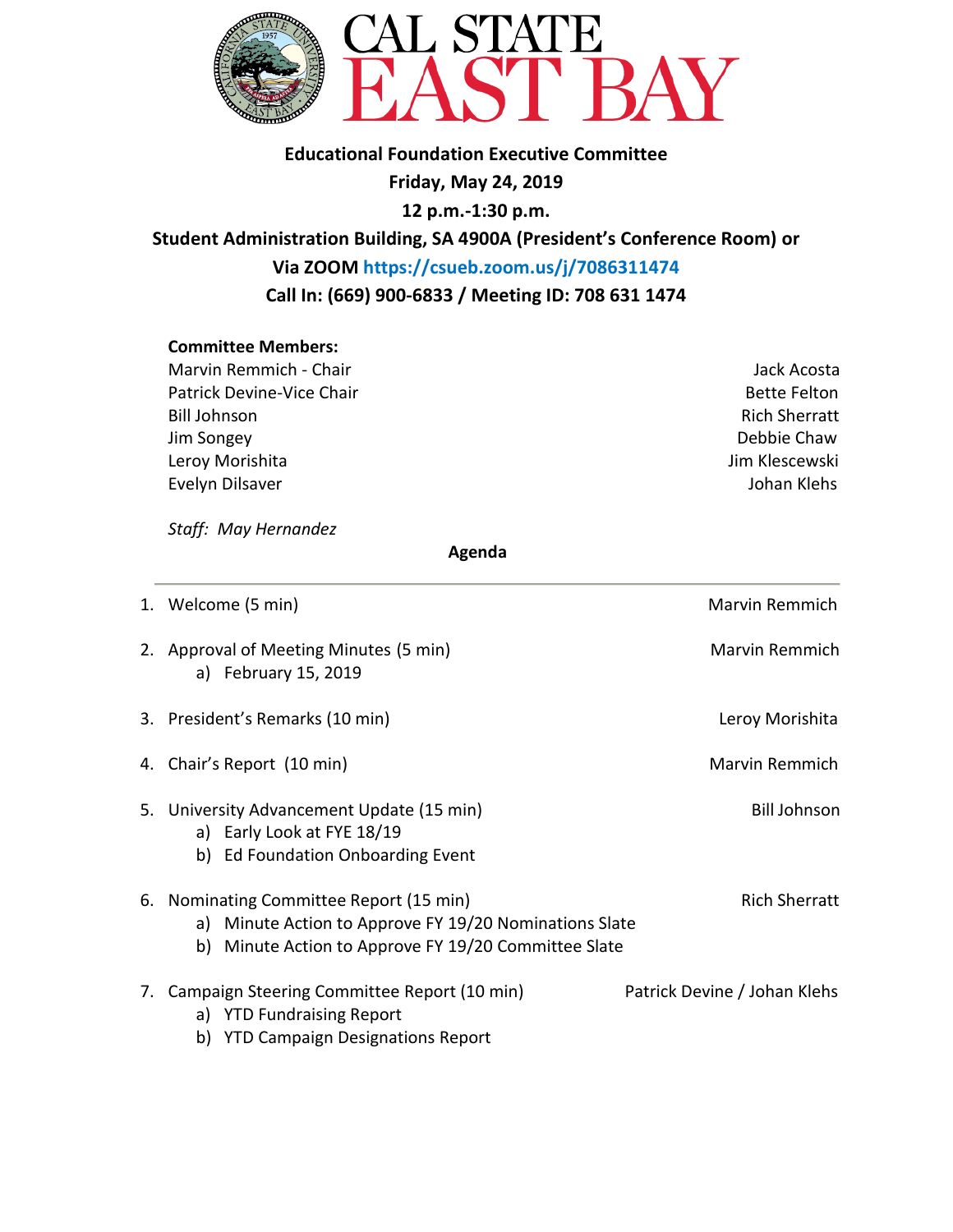# CAL STATE EAST BAY

**Educational Foundation Executive Committee**

**Friday, May 24, 2019**

**12 p.m.-1:30 p.m.**

**Student Administration Building, SA 4900A (President's Conference Room) or**

**Via ZOOM https://csueb.zoom.us/j/7086311474**

**Call In: (669) 900-6833 / Meeting ID: 708 631 1474**

**Committee Members:**

Marvin Remmich - Chair
Patrick Devine-Vice Chair
Bill Johnson
Jim Songey
Leroy Morishita
Evelyn Dilsaver
Jack Acosta
Bette Felton
Rich Sherratt
Debbie Chaw
Jim Klescewski
Johan Klehs

*Staff: May Hernandez*

**Agenda**

---

1. Welcome (5 min) — Marvin Remmich

2. Approval of Meeting Minutes (5 min) — Marvin Remmich
   a) February 15, 2019

3. President's Remarks (10 min) — Leroy Morishita

4. Chair's Report (10 min) — Marvin Remmich

5. University Advancement Update (15 min) — Bill Johnson
   a) Early Look at FYE 18/19
   b) Ed Foundation Onboarding Event

6. Nominating Committee Report (15 min) — Rich Sherratt
   a) Minute Action to Approve FY 19/20 Nominations Slate
   b) Minute Action to Approve FY 19/20 Committee Slate

7. Campaign Steering Committee Report (10 min) — Patrick Devine / Johan Klehs
   a) YTD Fundraising Report
   b) YTD Campaign Designations Report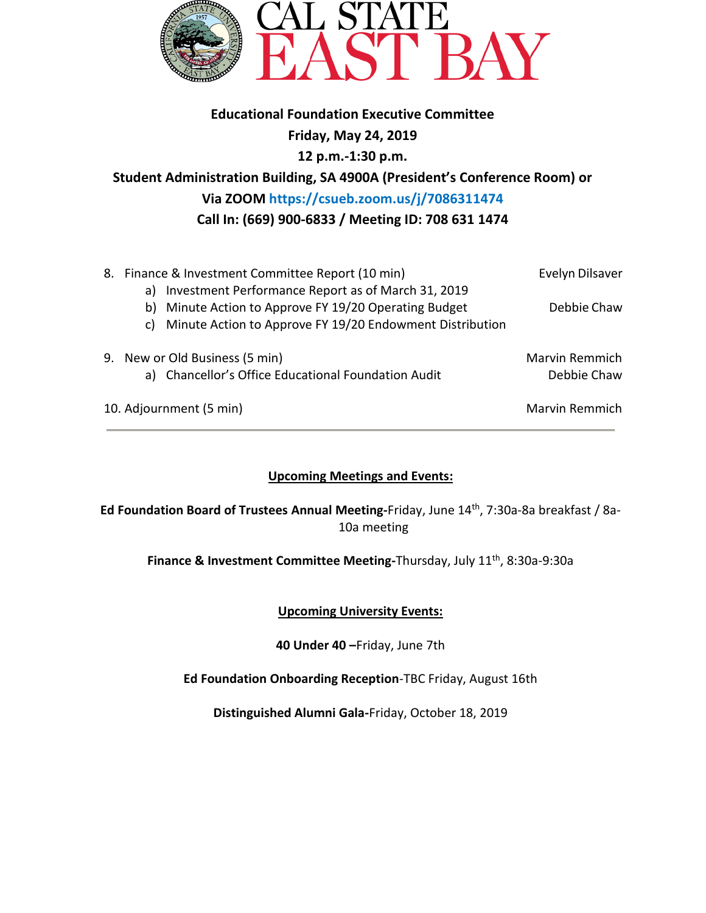**Educational Foundation Executive Committee**

**Friday, May 24, 2019**

**12 p.m.-1:30 p.m.**

**Student Administration Building, SA 4900A (President's Conference Room) or Via ZOOM https://csueb.zoom.us/j/7086311474**

**Call In: (669) 900-6833 / Meeting ID: 708 631 1474**

8. Finance & Investment Committee Report (10 min) — Evelyn Dilsaver
   a) Investment Performance Report as of March 31, 2019
   b) Minute Action to Approve FY 19/20 Operating Budget — Debbie Chaw
   c) Minute Action to Approve FY 19/20 Endowment Distribution

9. New or Old Business (5 min) — Marvin Remmich
   a) Chancellor's Office Educational Foundation Audit — Debbie Chaw

10. Adjournment (5 min) — Marvin Remmich

---

**Upcoming Meetings and Events:**

**Ed Foundation Board of Trustees Annual Meeting-**Friday, June 14th, 7:30a-8a breakfast / 8a-10a meeting

**Finance & Investment Committee Meeting-**Thursday, July 11th, 8:30a-9:30a

**Upcoming University Events:**

**40 Under 40 –**Friday, June 7th

**Ed Foundation Onboarding Reception**-TBC Friday, August 16th

**Distinguished Alumni Gala-**Friday, October 18, 2019